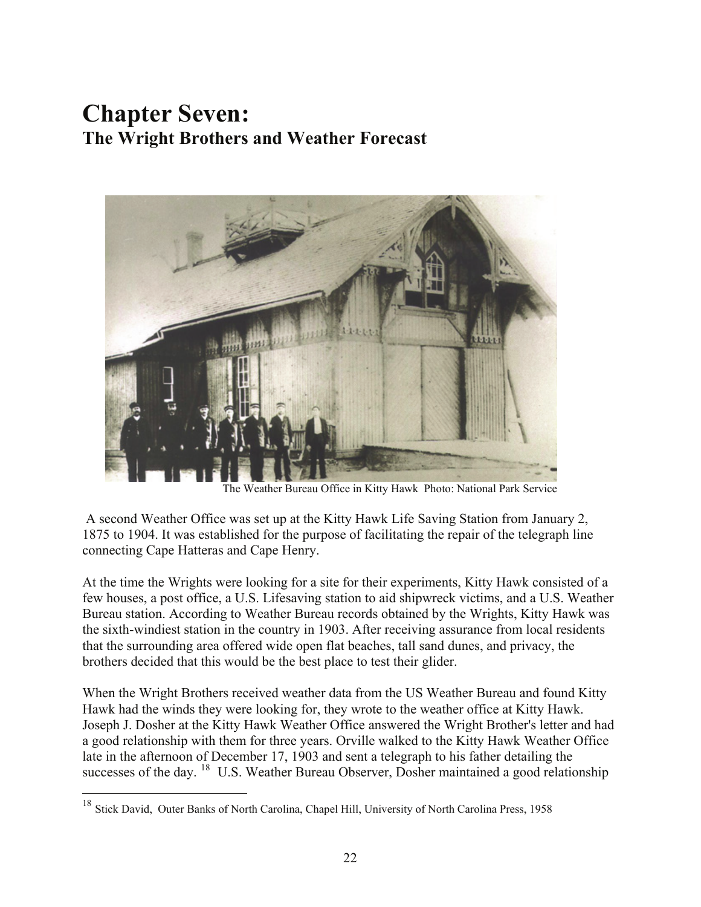# Chapter Seven:
## The Wright Brothers and Weather Forecast

The Weather Bureau Office in Kitty Hawk Photo: National Park Service

A second Weather Office was set up at the Kitty Hawk Life Saving Station from January 2, 1875 to 1904. It was established for the purpose of facilitating the repair of the telegraph line connecting Cape Hatteras and Cape Henry.

At the time the Wrights were looking for a site for their experiments, Kitty Hawk consisted of a few houses, a post office, a U.S. Lifesaving station to aid shipwreck victims, and a U.S. Weather Bureau station. According to Weather Bureau records obtained by the Wrights, Kitty Hawk was the sixth-windiest station in the country in 1903. After receiving assurance from local residents that the surrounding area offered wide open flat beaches, tall sand dunes, and privacy, the brothers decided that this would be the best place to test their glider.

When the Wright Brothers received weather data from the US Weather Bureau and found Kitty Hawk had the winds they were looking for, they wrote to the weather office at Kitty Hawk. Joseph J. Dosher at the Kitty Hawk Weather Office answered the Wright Brother's letter and had a good relationship with them for three years. Orville walked to the Kitty Hawk Weather Office late in the afternoon of December 17, 1903 and sent a telegraph to his father detailing the successes of the day. [18] U.S. Weather Bureau Observer, Dosher maintained a good relationship

---

[18] Stick David, Outer Banks of North Carolina, Chapel Hill, University of North Carolina Press, 1958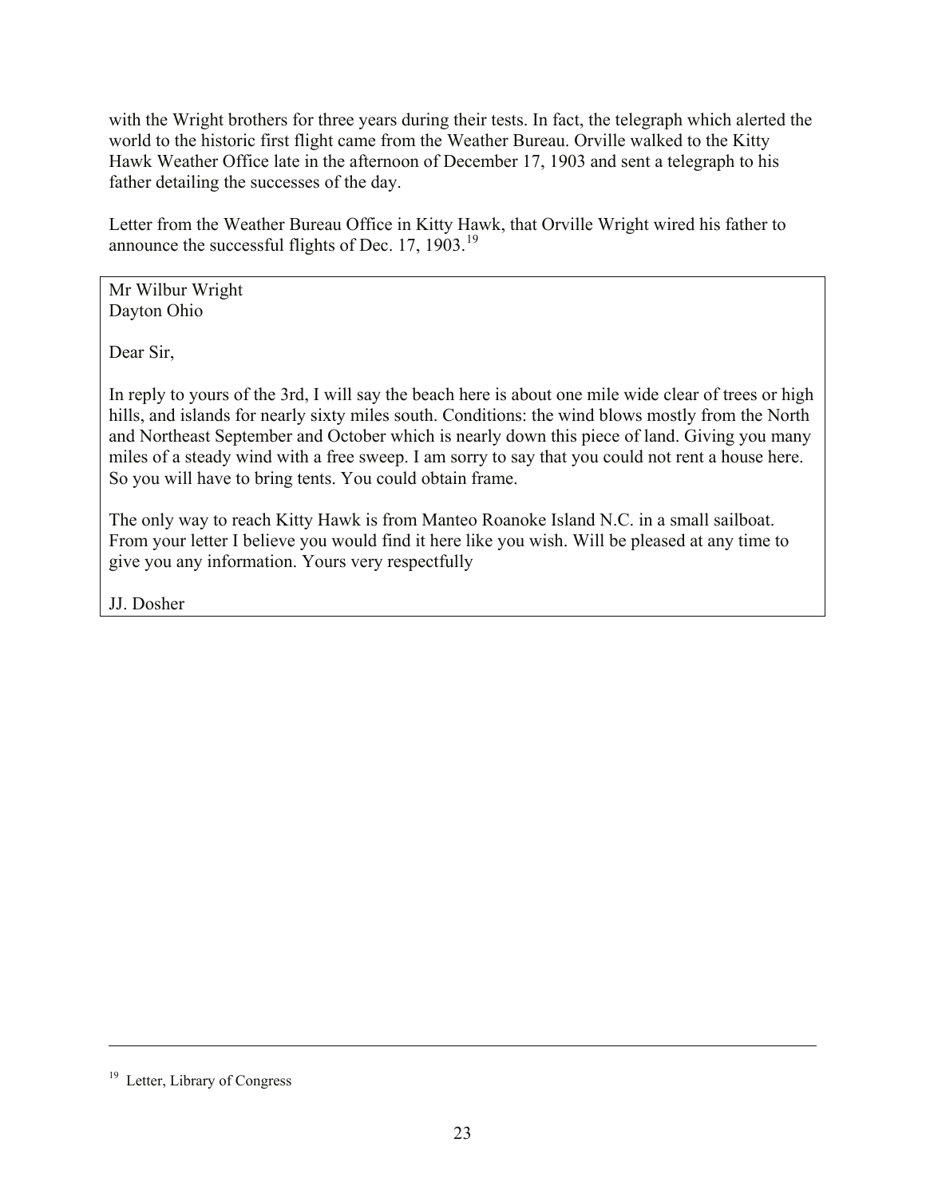with the Wright brothers for three years during their tests. In fact, the telegraph which alerted the world to the historic first flight came from the Weather Bureau. Orville walked to the Kitty Hawk Weather Office late in the afternoon of December 17, 1903 and sent a telegraph to his father detailing the successes of the day.

Letter from the Weather Bureau Office in Kitty Hawk, that Orville Wright wired his father to announce the successful flights of Dec. 17, 1903.[19]

> Mr Wilbur Wright
> Dayton Ohio
>
> Dear Sir,
>
> In reply to yours of the 3rd, I will say the beach here is about one mile wide clear of trees or high hills, and islands for nearly sixty miles south. Conditions: the wind blows mostly from the North and Northeast September and October which is nearly down this piece of land. Giving you many miles of a steady wind with a free sweep. I am sorry to say that you could not rent a house here. So you will have to bring tents. You could obtain frame.
>
> The only way to reach Kitty Hawk is from Manteo Roanoke Island N.C. in a small sailboat. From your letter I believe you would find it here like you wish. Will be pleased at any time to give you any information. Yours very respectfully
>
> JJ. Dosher

[19] Letter, Library of Congress